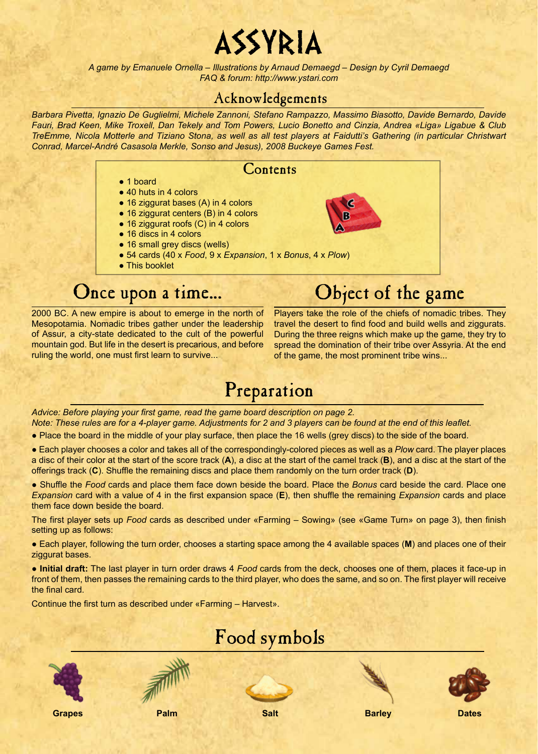# ASSYRIA

*A game by Emanuele Ornella – Illustrations by Arnaud Demaegd – Design by Cyril Demaegd*
*FAQ & forum: http://www.ystari.com*

## Acknowledgements

*Barbara Pivetta, Ignazio De Guglielmi, Michele Zannoni, Stefano Rampazzo, Massimo Biasotto, Davide Bernardo, Davide Fauri, Brad Keen, Mike Troxell, Dan Tekely and Tom Powers, Lucio Bonetto and Cinzia, Andrea «Liga» Ligabue & Club TreEmme, Nicola Motterle and Tiziano Stona, as well as all test players at Faidutti's Gathering (in particular Christwart Conrad, Marcel-André Casasola Merkle, Sonso and Jesus), 2008 Buckeye Games Fest.*

## Contents

- 1 board
- 40 huts in 4 colors
- 16 ziggurat bases (A) in 4 colors
- 16 ziggurat centers (B) in 4 colors
- 16 ziggurat roofs (C) in 4 colors
- 16 discs in 4 colors
- 16 small grey discs (wells)
- 54 cards (40 x *Food*, 9 x *Expansion*, 1 x *Bonus*, 4 x *Plow*)
- This booklet

## Once upon a time...

2000 BC. A new empire is about to emerge in the north of Mesopotamia. Nomadic tribes gather under the leadership of Assur, a city-state dedicated to the cult of the powerful mountain god. But life in the desert is precarious, and before ruling the world, one must first learn to survive...

## Object of the game

Players take the role of the chiefs of nomadic tribes. They travel the desert to find food and build wells and ziggurats. During the three reigns which make up the game, they try to spread the domination of their tribe over Assyria. At the end of the game, the most prominent tribe wins...

## Preparation

*Advice: Before playing your first game, read the game board description on page 2.*
*Note: These rules are for a 4-player game. Adjustments for 2 and 3 players can be found at the end of this leaflet.*

- Place the board in the middle of your play surface, then place the 16 wells (grey discs) to the side of the board.
- Each player chooses a color and takes all of the correspondingly-colored pieces as well as a *Plow* card. The player places a disc of their color at the start of the score track (**A**), a disc at the start of the camel track (**B**), and a disc at the start of the offerings track (**C**). Shuffle the remaining discs and place them randomly on the turn order track (**D**).
- Shuffle the *Food* cards and place them face down beside the board. Place the *Bonus* card beside the card. Place one *Expansion* card with a value of 4 in the first expansion space (**E**), then shuffle the remaining *Expansion* cards and place them face down beside the board.

The first player sets up *Food* cards as described under «Farming – Sowing» (see «Game Turn» on page 3), then finish setting up as follows:

- Each player, following the turn order, chooses a starting space among the 4 available spaces (**M**) and places one of their ziggurat bases.
- **Initial draft:** The last player in turn order draws 4 *Food* cards from the deck, chooses one of them, places it face-up in front of them, then passes the remaining cards to the third player, who does the same, and so on. The first player will receive the final card.

Continue the first turn as described under «Farming – Harvest».

## Food symbols

**Grapes** **Palm** **Salt** **Barley** **Dates**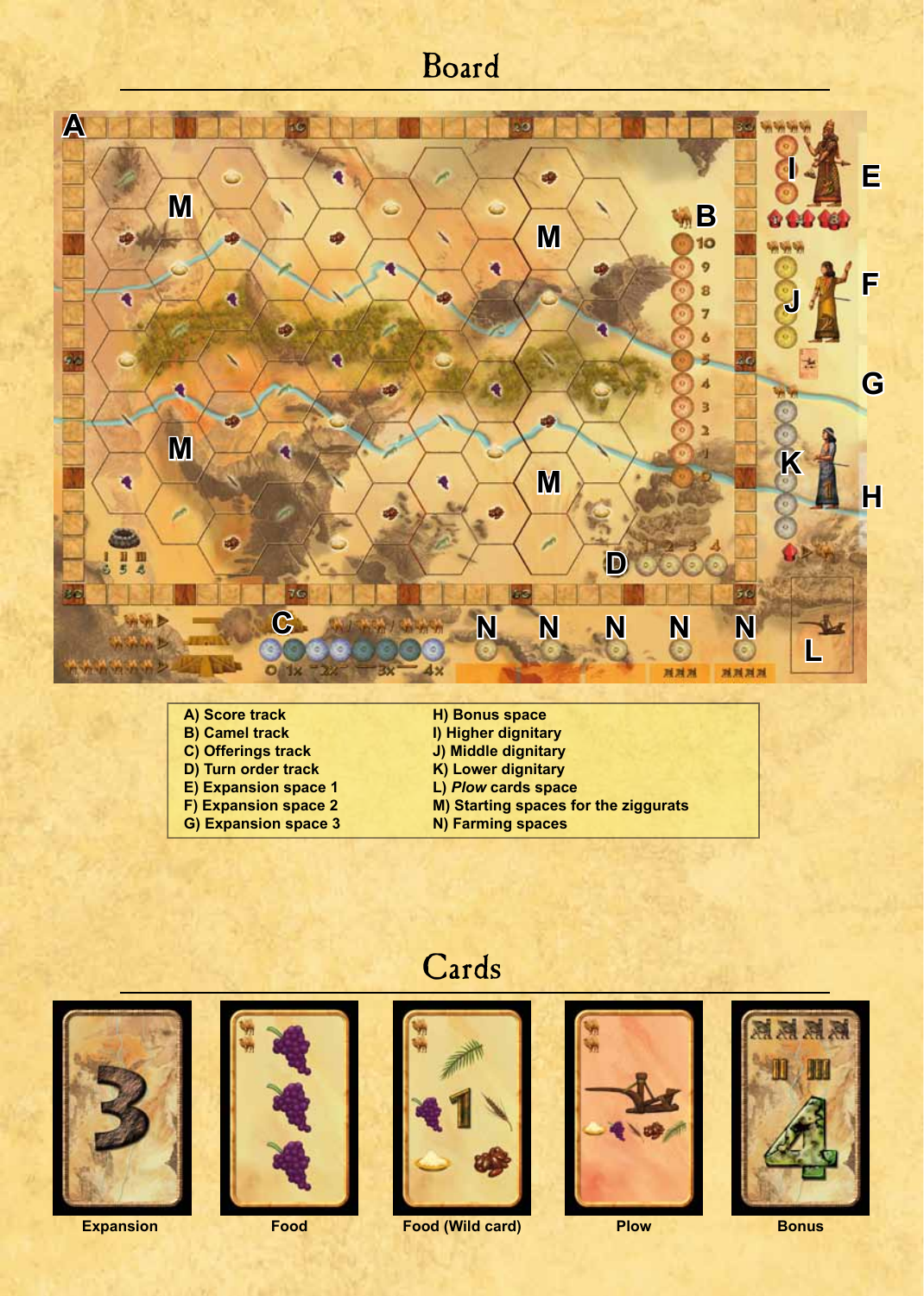# Board

- A) Score track
- B) Camel track
- C) Offerings track
- D) Turn order track
- E) Expansion space 1
- F) Expansion space 2
- G) Expansion space 3
- H) Bonus space
- I) Higher dignitary
- J) Middle dignitary
- K) Lower dignitary
- L) *Plow* cards space
- M) Starting spaces for the ziggurats
- N) Farming spaces

# Cards

Expansion

Food

Food (Wild card)

Plow

Bonus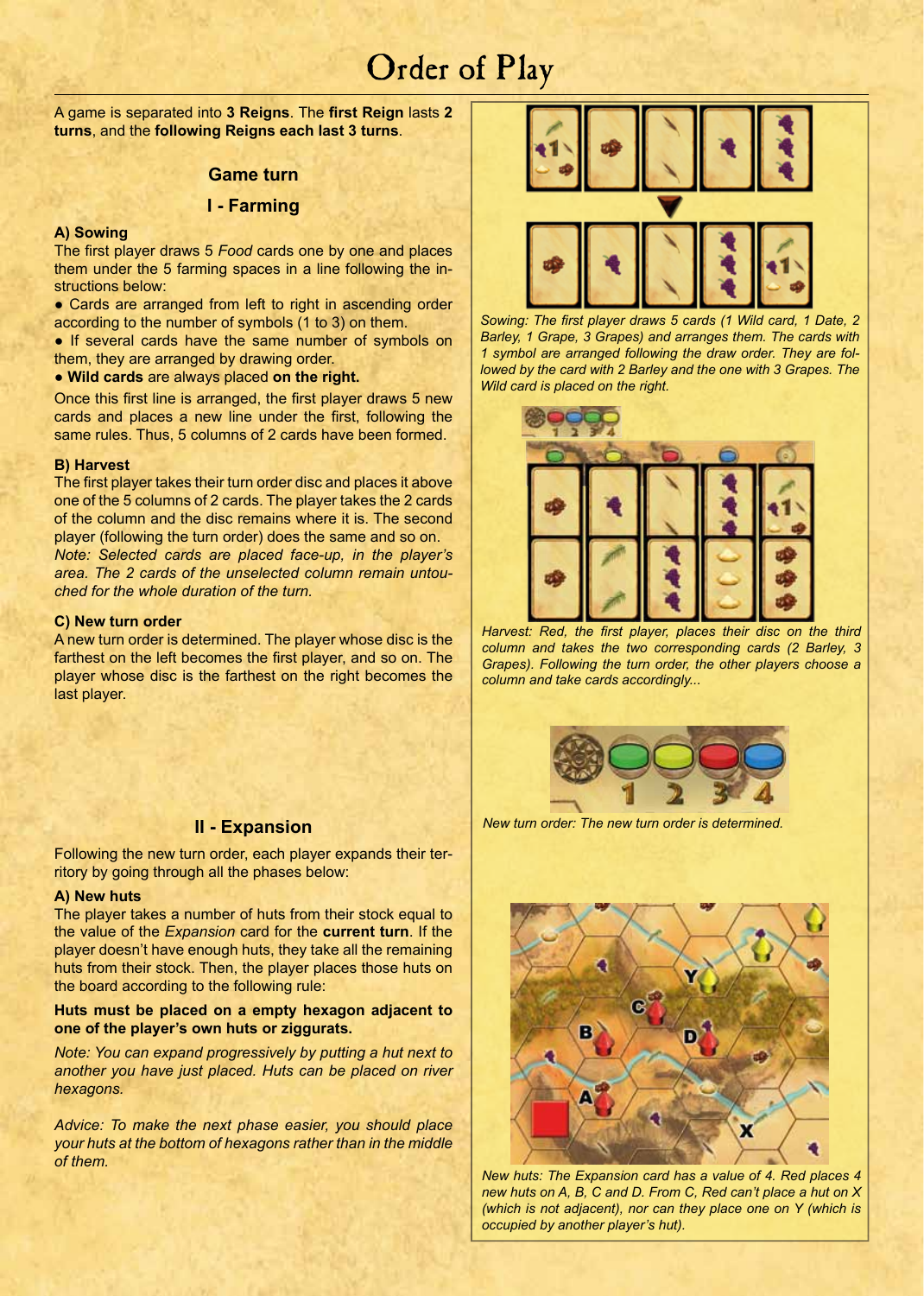# Order of Play

A game is separated into **3 Reigns**. The **first Reign** lasts **2 turns**, and the **following Reigns each last 3 turns**.

## Game turn

## I - Farming

**A) Sowing**

The first player draws 5 *Food* cards one by one and places them under the 5 farming spaces in a line following the instructions below:

- Cards are arranged from left to right in ascending order according to the number of symbols (1 to 3) on them.
- If several cards have the same number of symbols on them, they are arranged by drawing order.
- **Wild cards** are always placed **on the right.**

Once this first line is arranged, the first player draws 5 new cards and places a new line under the first, following the same rules. Thus, 5 columns of 2 cards have been formed.

**B) Harvest**

The first player takes their turn order disc and places it above one of the 5 columns of 2 cards. The player takes the 2 cards of the column and the disc remains where it is. The second player (following the turn order) does the same and so on.

*Note: Selected cards are placed face-up, in the player's area. The 2 cards of the unselected column remain untouched for the whole duration of the turn.*

**C) New turn order**

A new turn order is determined. The player whose disc is the farthest on the left becomes the first player, and so on. The player whose disc is the farthest on the right becomes the last player.

*Sowing: The first player draws 5 cards (1 Wild card, 1 Date, 2 Barley, 1 Grape, 3 Grapes) and arranges them. The cards with 1 symbol are arranged following the draw order. They are followed by the card with 2 Barley and the one with 3 Grapes. The Wild card is placed on the right.*

*Harvest: Red, the first player, places their disc on the third column and takes the two corresponding cards (2 Barley, 3 Grapes). Following the turn order, the other players choose a column and take cards accordingly...*

*New turn order: The new turn order is determined.*

## II - Expansion

Following the new turn order, each player expands their territory by going through all the phases below:

**A) New huts**

The player takes a number of huts from their stock equal to the value of the *Expansion* card for the **current turn**. If the player doesn't have enough huts, they take all the remaining huts from their stock. Then, the player places those huts on the board according to the following rule:

**Huts must be placed on a empty hexagon adjacent to one of the player's own huts or ziggurats.**

*Note: You can expand progressively by putting a hut next to another you have just placed. Huts can be placed on river hexagons.*

*Advice: To make the next phase easier, you should place your huts at the bottom of hexagons rather than in the middle of them.*

*New huts: The Expansion card has a value of 4. Red places 4 new huts on A, B, C and D. From C, Red can't place a hut on X (which is not adjacent), nor can they place one on Y (which is occupied by another player's hut).*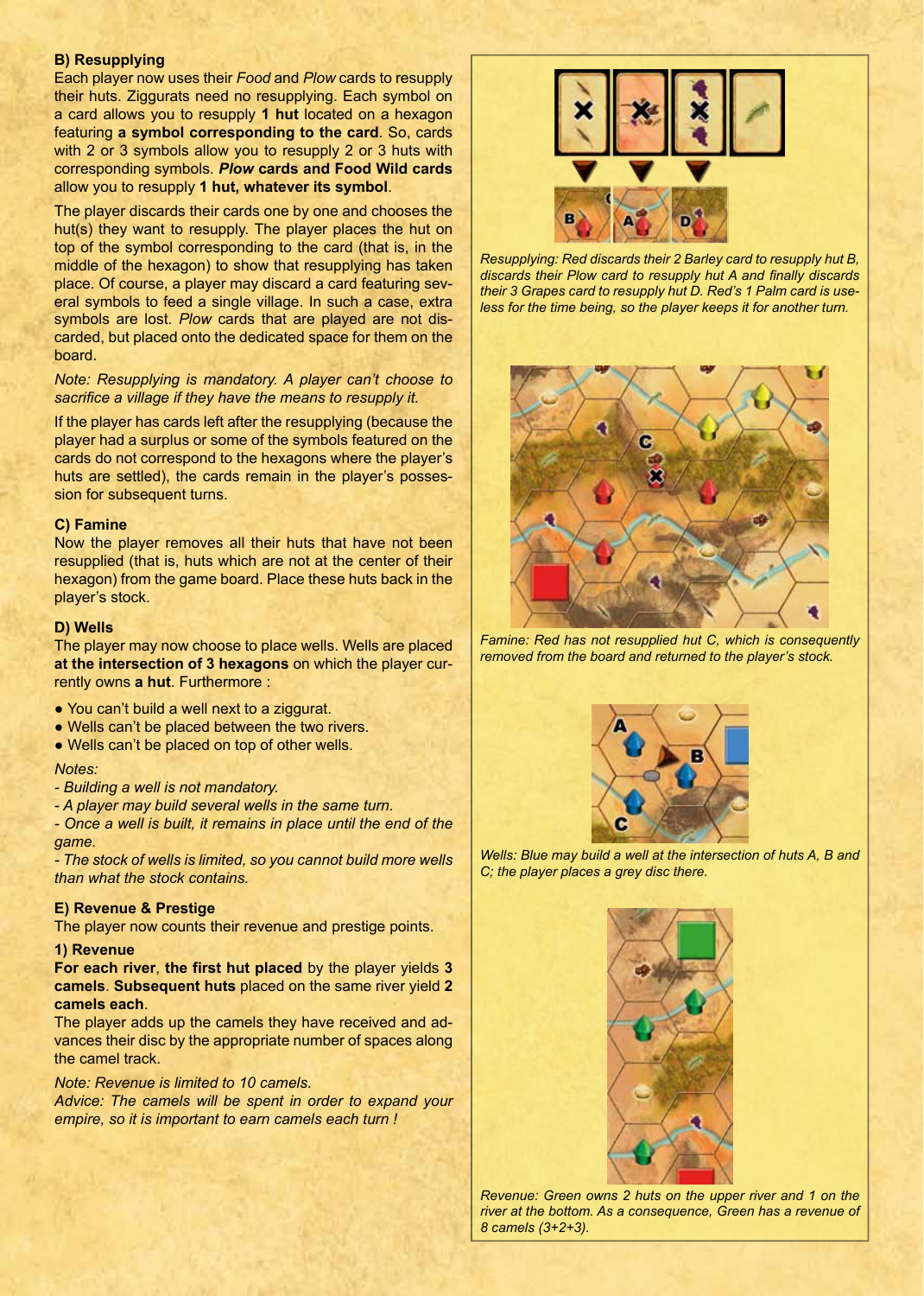### B) Resupplying

Each player now uses their *Food* and *Plow* cards to resupply their huts. Ziggurats need no resupplying. Each symbol on a card allows you to resupply **1 hut** located on a hexagon featuring **a symbol corresponding to the card**. So, cards with 2 or 3 symbols allow you to resupply 2 or 3 huts with corresponding symbols. ***Plow*** **cards and Food Wild cards** allow you to resupply **1 hut, whatever its symbol**.

The player discards their cards one by one and chooses the hut(s) they want to resupply. The player places the hut on top of the symbol corresponding to the card (that is, in the middle of the hexagon) to show that resupplying has taken place. Of course, a player may discard a card featuring several symbols to feed a single village. In such a case, extra symbols are lost. *Plow* cards that are played are not discarded, but placed onto the dedicated space for them on the board.

*Note: Resupplying is mandatory. A player can't choose to sacrifice a village if they have the means to resupply it.*

If the player has cards left after the resupplying (because the player had a surplus or some of the symbols featured on the cards do not correspond to the hexagons where the player's huts are settled), the cards remain in the player's possession for subsequent turns.

*Resupplying: Red discards their 2 Barley card to resupply hut B, discards their Plow card to resupply hut A and finally discards their 3 Grapes card to resupply hut D. Red's 1 Palm card is useless for the time being, so the player keeps it for another turn.*

### C) Famine

Now the player removes all their huts that have not been resupplied (that is, huts which are not at the center of their hexagon) from the game board. Place these huts back in the player's stock.

*Famine: Red has not resupplied hut C, which is consequently removed from the board and returned to the player's stock.*

### D) Wells

The player may now choose to place wells. Wells are placed **at the intersection of 3 hexagons** on which the player currently owns **a hut**. Furthermore :

- You can't build a well next to a ziggurat.
- Wells can't be placed between the two rivers.
- Wells can't be placed on top of other wells.

*Notes:*
*- Building a well is not mandatory.*
*- A player may build several wells in the same turn.*
*- Once a well is built, it remains in place until the end of the game.*
*- The stock of wells is limited, so you cannot build more wells than what the stock contains.*

*Wells: Blue may build a well at the intersection of huts A, B and C; the player places a grey disc there.*

### E) Revenue & Prestige

The player now counts their revenue and prestige points.

#### 1) Revenue

**For each river**, **the first hut placed** by the player yields **3 camels**. **Subsequent huts** placed on the same river yield **2 camels each**.

The player adds up the camels they have received and advances their disc by the appropriate number of spaces along the camel track.

*Note: Revenue is limited to 10 camels.*
*Advice: The camels will be spent in order to expand your empire, so it is important to earn camels each turn !*

*Revenue: Green owns 2 huts on the upper river and 1 on the river at the bottom. As a consequence, Green has a revenue of 8 camels (3+2+3).*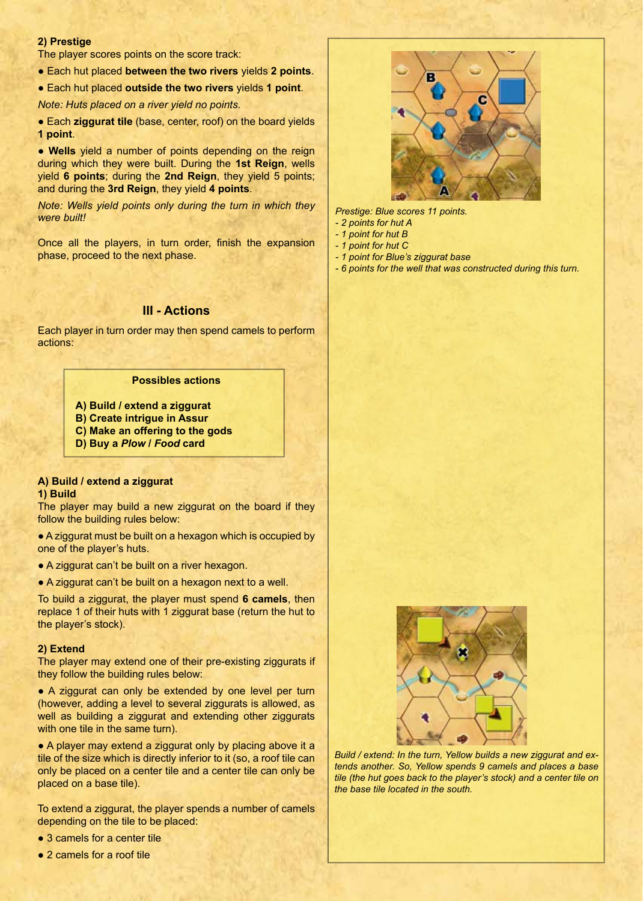**2) Prestige**

The player scores points on the score track:

- Each hut placed **between the two rivers** yields **2 points**.
- Each hut placed **outside the two rivers** yields **1 point**.

*Note: Huts placed on a river yield no points.*

- Each **ziggurat tile** (base, center, roof) on the board yields **1 point**.
- **Wells** yield a number of points depending on the reign during which they were built. During the **1st Reign**, wells yield **6 points**; during the **2nd Reign**, they yield 5 points; and during the **3rd Reign**, they yield **4 points**.

*Note: Wells yield points only during the turn in which they were built!*

Once all the players, in turn order, finish the expansion phase, proceed to the next phase.

*Prestige: Blue scores 11 points.*
*- 2 points for hut A*
*- 1 point for hut B*
*- 1 point for hut C*
*- 1 point for Blue's ziggurat base*
*- 6 points for the well that was constructed during this turn.*

## III - Actions

Each player in turn order may then spend camels to perform actions:

**Possibles actions**

**A) Build / extend a ziggurat**
**B) Create intrigue in Assur**
**C) Make an offering to the gods**
**D) Buy a *Plow* / *Food* card**

**A) Build / extend a ziggurat**

**1) Build**

The player may build a new ziggurat on the board if they follow the building rules below:

- A ziggurat must be built on a hexagon which is occupied by one of the player's huts.
- A ziggurat can't be built on a river hexagon.
- A ziggurat can't be built on a hexagon next to a well.

To build a ziggurat, the player must spend **6 camels**, then replace 1 of their huts with 1 ziggurat base (return the hut to the player's stock).

**2) Extend**

The player may extend one of their pre-existing ziggurats if they follow the building rules below:

- A ziggurat can only be extended by one level per turn (however, adding a level to several ziggurats is allowed, as well as building a ziggurat and extending other ziggurats with one tile in the same turn).
- A player may extend a ziggurat only by placing above it a tile of the size which is directly inferior to it (so, a roof tile can only be placed on a center tile and a center tile can only be placed on a base tile).

To extend a ziggurat, the player spends a number of camels depending on the tile to be placed:

- 3 camels for a center tile
- 2 camels for a roof tile

*Build / extend: In the turn, Yellow builds a new ziggurat and extends another. So, Yellow spends 9 camels and places a base tile (the hut goes back to the player's stock) and a center tile on the base tile located in the south.*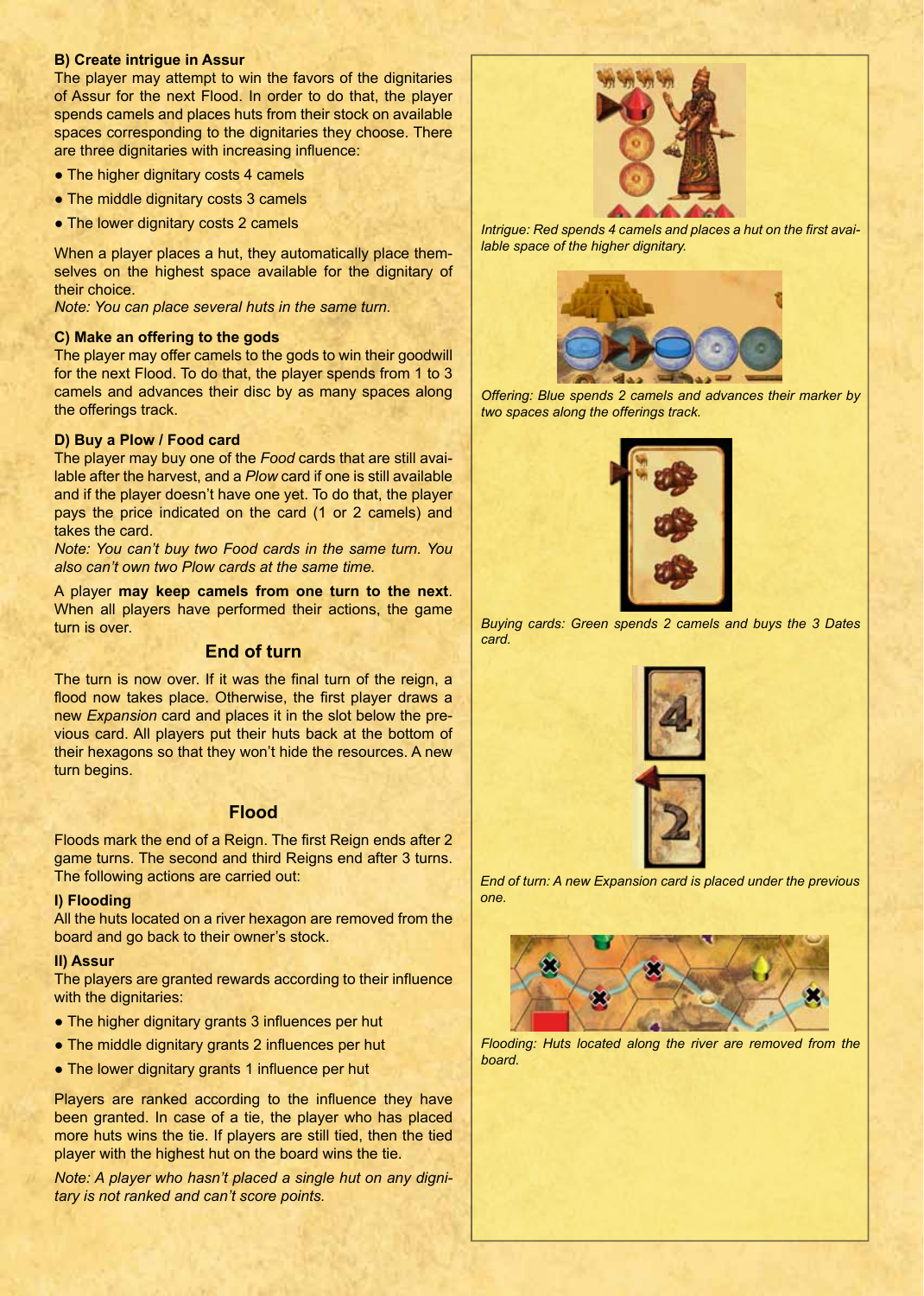### B) Create intrigue in Assur

The player may attempt to win the favors of the dignitaries of Assur for the next Flood. In order to do that, the player spends camels and places huts from their stock on available spaces corresponding to the dignitaries they choose. There are three dignitaries with increasing influence:

- The higher dignitary costs 4 camels
- The middle dignitary costs 3 camels
- The lower dignitary costs 2 camels

When a player places a hut, they automatically place themselves on the highest space available for the dignitary of their choice.

*Note: You can place several huts in the same turn.*

### C) Make an offering to the gods

The player may offer camels to the gods to win their goodwill for the next Flood. To do that, the player spends from 1 to 3 camels and advances their disc by as many spaces along the offerings track.

### D) Buy a Plow / Food card

The player may buy one of the *Food* cards that are still available after the harvest, and a *Plow* card if one is still available and if the player doesn't have one yet. To do that, the player pays the price indicated on the card (1 or 2 camels) and takes the card.

*Note: You can't buy two Food cards in the same turn. You also can't own two Plow cards at the same time.*

A player **may keep camels from one turn to the next**. When all players have performed their actions, the game turn is over.

## End of turn

The turn is now over. If it was the final turn of the reign, a flood now takes place. Otherwise, the first player draws a new *Expansion* card and places it in the slot below the previous card. All players put their huts back at the bottom of their hexagons so that they won't hide the resources. A new turn begins.

## Flood

Floods mark the end of a Reign. The first Reign ends after 2 game turns. The second and third Reigns end after 3 turns. The following actions are carried out:

### I) Flooding

All the huts located on a river hexagon are removed from the board and go back to their owner's stock.

### II) Assur

The players are granted rewards according to their influence with the dignitaries:

- The higher dignitary grants 3 influences per hut
- The middle dignitary grants 2 influences per hut
- The lower dignitary grants 1 influence per hut

Players are ranked according to the influence they have been granted. In case of a tie, the player who has placed more huts wins the tie. If players are still tied, then the tied player with the highest hut on the board wins the tie.

*Note: A player who hasn't placed a single hut on any dignitary is not ranked and can't score points.*

*Intrigue: Red spends 4 camels and places a hut on the first available space of the higher dignitary.*

*Offering: Blue spends 2 camels and advances their marker by two spaces along the offerings track.*

*Buying cards: Green spends 2 camels and buys the 3 Dates card.*

*End of turn: A new Expansion card is placed under the previous one.*

*Flooding: Huts located along the river are removed from the board.*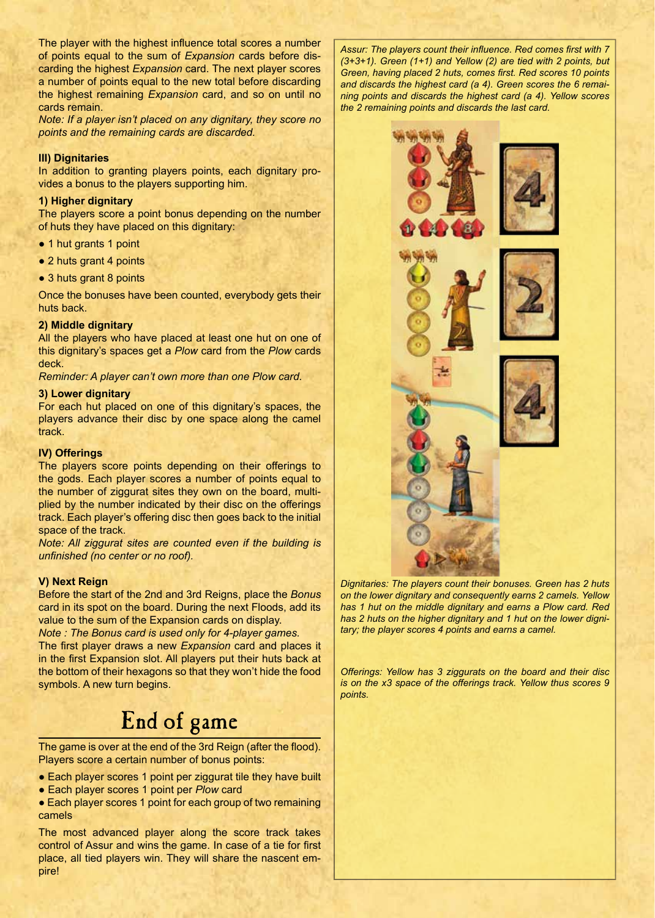The player with the highest influence total scores a number of points equal to the sum of *Expansion* cards before discarding the highest *Expansion* card. The next player scores a number of points equal to the new total before discarding the highest remaining *Expansion* card, and so on until no cards remain.

*Note: If a player isn't placed on any dignitary, they score no points and the remaining cards are discarded.*

### III) Dignitaries

In addition to granting players points, each dignitary provides a bonus to the players supporting him.

#### 1) Higher dignitary

The players score a point bonus depending on the number of huts they have placed on this dignitary:

- 1 hut grants 1 point
- 2 huts grant 4 points
- 3 huts grant 8 points

Once the bonuses have been counted, everybody gets their huts back.

#### 2) Middle dignitary

All the players who have placed at least one hut on one of this dignitary's spaces get a *Plow* card from the *Plow* cards deck.

*Reminder: A player can't own more than one Plow card.*

#### 3) Lower dignitary

For each hut placed on one of this dignitary's spaces, the players advance their disc by one space along the camel track.

### IV) Offerings

The players score points depending on their offerings to the gods. Each player scores a number of points equal to the number of ziggurat sites they own on the board, multiplied by the number indicated by their disc on the offerings track. Each player's offering disc then goes back to the initial space of the track.

*Note: All ziggurat sites are counted even if the building is unfinished (no center or no roof).*

### V) Next Reign

Before the start of the 2nd and 3rd Reigns, place the *Bonus* card in its spot on the board. During the next Floods, add its value to the sum of the Expansion cards on display.

*Note : The Bonus card is used only for 4-player games.*

The first player draws a new *Expansion* card and places it in the first Expansion slot. All players put their huts back at the bottom of their hexagons so that they won't hide the food symbols. A new turn begins.

*Assur: The players count their influence. Red comes first with 7 (3+3+1). Green (1+1) and Yellow (2) are tied with 2 points, but Green, having placed 2 huts, comes first. Red scores 10 points and discards the highest card (a 4). Green scores the 6 remaining points and discards the highest card (a 4). Yellow scores the 2 remaining points and discards the last card.*

*Dignitaries: The players count their bonuses. Green has 2 huts on the lower dignitary and consequently earns 2 camels. Yellow has 1 hut on the middle dignitary and earns a Plow card. Red has 2 huts on the higher dignitary and 1 hut on the lower dignitary; the player scores 4 points and earns a camel.*

*Offerings: Yellow has 3 ziggurats on the board and their disc is on the x3 space of the offerings track. Yellow thus scores 9 points.*

## End of game

The game is over at the end of the 3rd Reign (after the flood). Players score a certain number of bonus points:

- Each player scores 1 point per ziggurat tile they have built
- Each player scores 1 point per *Plow* card
- Each player scores 1 point for each group of two remaining camels

The most advanced player along the score track takes control of Assur and wins the game. In case of a tie for first place, all tied players win. They will share the nascent empire!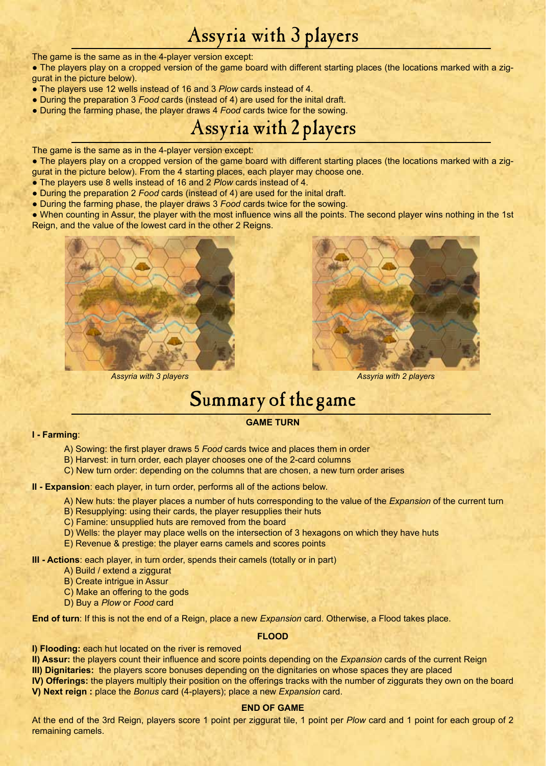# Assyria with 3 players

The game is the same as in the 4-player version except:

- The players play on a cropped version of the game board with different starting places (the locations marked with a ziggurat in the picture below).
- The players use 12 wells instead of 16 and 3 *Plow* cards instead of 4.
- During the preparation 3 *Food* cards (instead of 4) are used for the inital draft.
- During the farming phase, the player draws 4 *Food* cards twice for the sowing.

# Assyria with 2 players

The game is the same as in the 4-player version except:

- The players play on a cropped version of the game board with different starting places (the locations marked with a ziggurat in the picture below). From the 4 starting places, each player may choose one.
- The players use 8 wells instead of 16 and 2 *Plow* cards instead of 4.
- During the preparation 2 *Food* cards (instead of 4) are used for the inital draft.
- During the farming phase, the player draws 3 *Food* cards twice for the sowing.
- When counting in Assur, the player with the most influence wins all the points. The second player wins nothing in the 1st Reign, and the value of the lowest card in the other 2 Reigns.

*Assyria with 3 players*

*Assyria with 2 players*

# Summary of the game

### GAME TURN

**I - Farming**:

A) Sowing: the first player draws 5 *Food* cards twice and places them in order
B) Harvest: in turn order, each player chooses one of the 2-card columns
C) New turn order: depending on the columns that are chosen, a new turn order arises

**II - Expansion**: each player, in turn order, performs all of the actions below.

A) New huts: the player places a number of huts corresponding to the value of the *Expansion* of the current turn
B) Resupplying: using their cards, the player resupplies their huts
C) Famine: unsupplied huts are removed from the board
D) Wells: the player may place wells on the intersection of 3 hexagons on which they have huts
E) Revenue & prestige: the player earns camels and scores points

**III - Actions**: each player, in turn order, spends their camels (totally or in part)

A) Build / extend a ziggurat
B) Create intrigue in Assur
C) Make an offering to the gods
D) Buy a *Plow* or *Food* card

**End of turn**: If this is not the end of a Reign, place a new *Expansion* card. Otherwise, a Flood takes place.

### FLOOD

**I) Flooding:** each hut located on the river is removed
**II) Assur:** the players count their influence and score points depending on the *Expansion* cards of the current Reign
**III) Dignitaries:** the players score bonuses depending on the dignitaries on whose spaces they are placed
**IV) Offerings:** the players multiply their position on the offerings tracks with the number of ziggurats they own on the board
**V) Next reign :** place the *Bonus* card (4-players); place a new *Expansion* card.

### END OF GAME

At the end of the 3rd Reign, players score 1 point per ziggurat tile, 1 point per *Plow* card and 1 point for each group of 2 remaining camels.